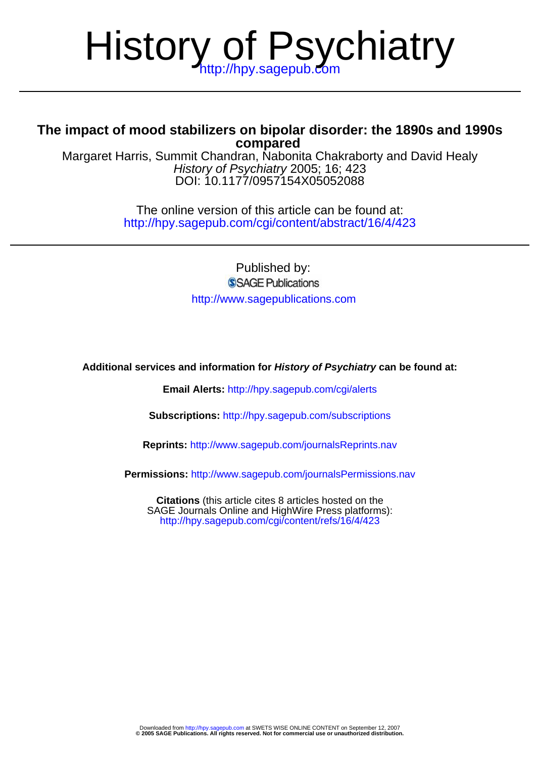# History of Psychiatry

http://hpy.sagepub.com

## The impact of mood stabilizers on bipolar disorder: the 1890s and 1990s compared

Margaret Harris, Summit Chandran, Nabonita Chakraborty and David Healy

*History of Psychiatry* 2005; 16; 423

DOI: 10.1177/0957154X05052088

The online version of this article can be found at:
http://hpy.sagepub.com/cgi/content/abstract/16/4/423

Published by:

SAGE Publications

http://www.sagepublications.com

**Additional services and information for *History of Psychiatry* can be found at:**

**Email Alerts:** http://hpy.sagepub.com/cgi/alerts

**Subscriptions:** http://hpy.sagepub.com/subscriptions

**Reprints:** http://www.sagepub.com/journalsReprints.nav

**Permissions:** http://www.sagepub.com/journalsPermissions.nav

**Citations** (this article cites 8 articles hosted on the SAGE Journals Online and HighWire Press platforms):
http://hpy.sagepub.com/cgi/content/refs/16/4/423

Downloaded from http://hpy.sagepub.com at SWETS WISE ONLINE CONTENT on September 12, 2007
**© 2005 SAGE Publications. All rights reserved. Not for commercial use or unauthorized distribution.**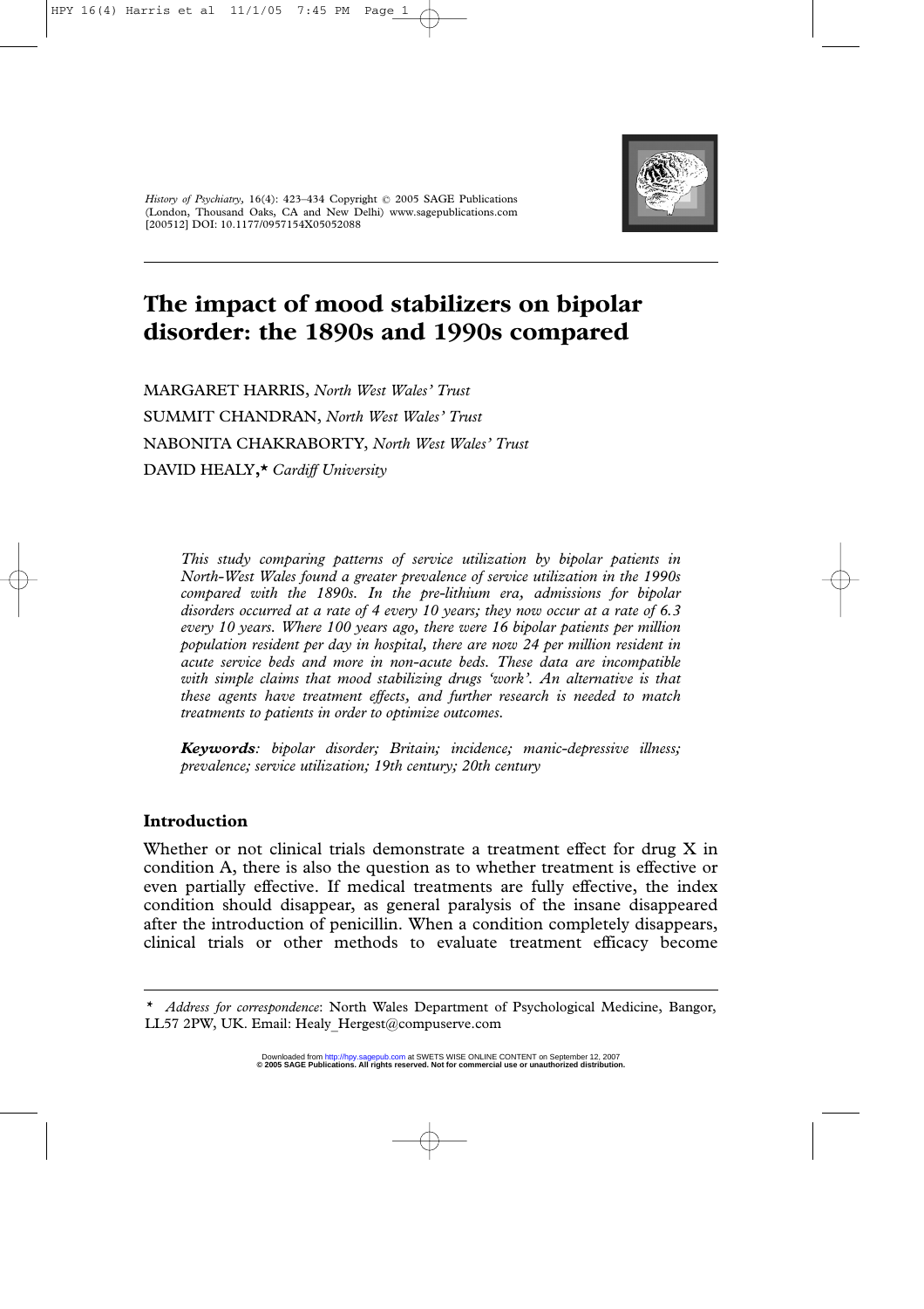# The impact of mood stabilizers on bipolar disorder: the 1890s and 1990s compared

MARGARET HARRIS, *North West Wales' Trust*
SUMMIT CHANDRAN, *North West Wales' Trust*
NABONITA CHAKRABORTY, *North West Wales' Trust*
DAVID HEALY,* *Cardiff University*

*This study comparing patterns of service utilization by bipolar patients in North-West Wales found a greater prevalence of service utilization in the 1990s compared with the 1890s. In the pre-lithium era, admissions for bipolar disorders occurred at a rate of 4 every 10 years; they now occur at a rate of 6.3 every 10 years. Where 100 years ago, there were 16 bipolar patients per million population resident per day in hospital, there are now 24 per million resident in acute service beds and more in non-acute beds. These data are incompatible with simple claims that mood stabilizing drugs 'work'. An alternative is that these agents have treatment effects, and further research is needed to match treatments to patients in order to optimize outcomes.*

***Keywords**: bipolar disorder; Britain; incidence; manic-depressive illness; prevalence; service utilization; 19th century; 20th century*

## Introduction

Whether or not clinical trials demonstrate a treatment effect for drug X in condition A, there is also the question as to whether treatment is effective or even partially effective. If medical treatments are fully effective, the index condition should disappear, as general paralysis of the insane disappeared after the introduction of penicillin. When a condition completely disappears, clinical trials or other methods to evaluate treatment efficacy become

---

\* *Address for correspondence*: North Wales Department of Psychological Medicine, Bangor, LL57 2PW, UK. Email: Healy_Hergest@compuserve.com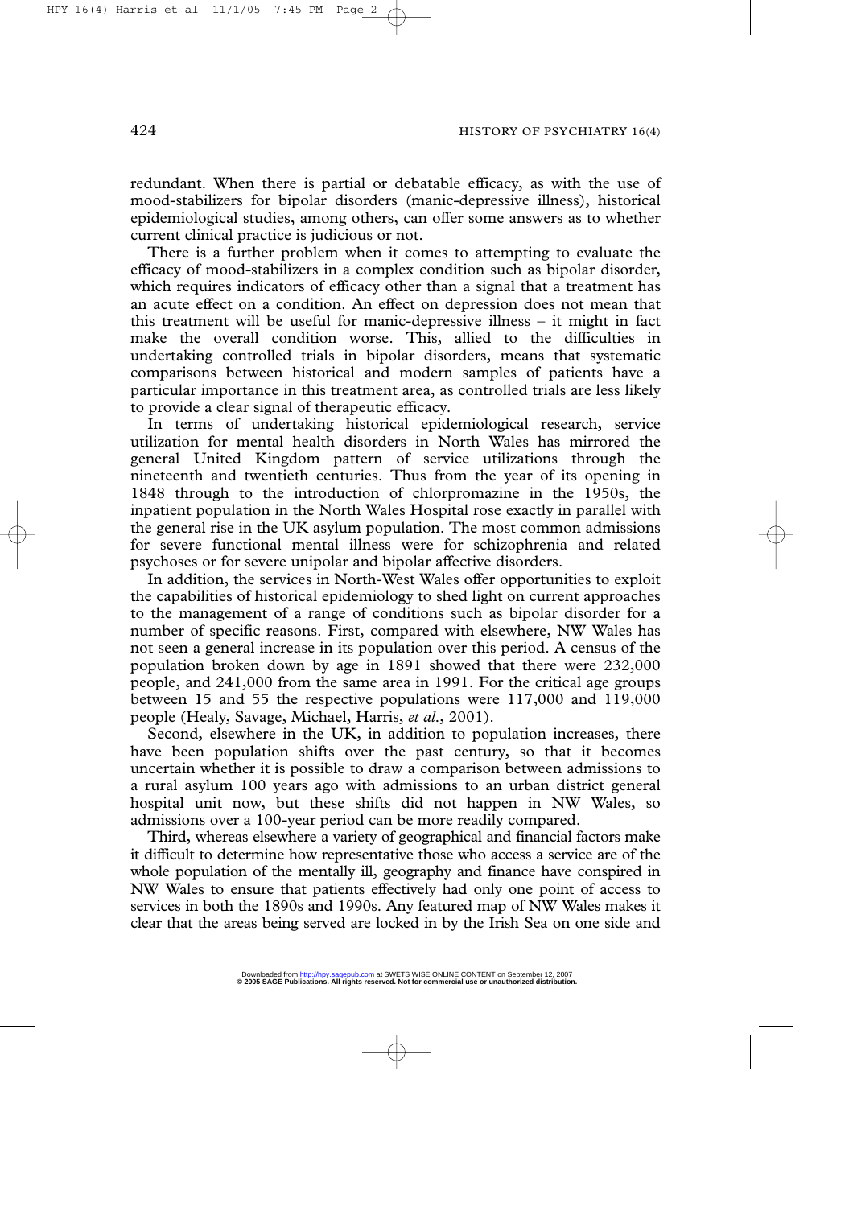redundant. When there is partial or debatable efficacy, as with the use of mood-stabilizers for bipolar disorders (manic-depressive illness), historical epidemiological studies, among others, can offer some answers as to whether current clinical practice is judicious or not.

There is a further problem when it comes to attempting to evaluate the efficacy of mood-stabilizers in a complex condition such as bipolar disorder, which requires indicators of efficacy other than a signal that a treatment has an acute effect on a condition. An effect on depression does not mean that this treatment will be useful for manic-depressive illness – it might in fact make the overall condition worse. This, allied to the difficulties in undertaking controlled trials in bipolar disorders, means that systematic comparisons between historical and modern samples of patients have a particular importance in this treatment area, as controlled trials are less likely to provide a clear signal of therapeutic efficacy.

In terms of undertaking historical epidemiological research, service utilization for mental health disorders in North Wales has mirrored the general United Kingdom pattern of service utilizations through the nineteenth and twentieth centuries. Thus from the year of its opening in 1848 through to the introduction of chlorpromazine in the 1950s, the inpatient population in the North Wales Hospital rose exactly in parallel with the general rise in the UK asylum population. The most common admissions for severe functional mental illness were for schizophrenia and related psychoses or for severe unipolar and bipolar affective disorders.

In addition, the services in North-West Wales offer opportunities to exploit the capabilities of historical epidemiology to shed light on current approaches to the management of a range of conditions such as bipolar disorder for a number of specific reasons. First, compared with elsewhere, NW Wales has not seen a general increase in its population over this period. A census of the population broken down by age in 1891 showed that there were 232,000 people, and 241,000 from the same area in 1991. For the critical age groups between 15 and 55 the respective populations were 117,000 and 119,000 people (Healy, Savage, Michael, Harris, *et al.*, 2001).

Second, elsewhere in the UK, in addition to population increases, there have been population shifts over the past century, so that it becomes uncertain whether it is possible to draw a comparison between admissions to a rural asylum 100 years ago with admissions to an urban district general hospital unit now, but these shifts did not happen in NW Wales, so admissions over a 100-year period can be more readily compared.

Third, whereas elsewhere a variety of geographical and financial factors make it difficult to determine how representative those who access a service are of the whole population of the mentally ill, geography and finance have conspired in NW Wales to ensure that patients effectively had only one point of access to services in both the 1890s and 1990s. Any featured map of NW Wales makes it clear that the areas being served are locked in by the Irish Sea on one side and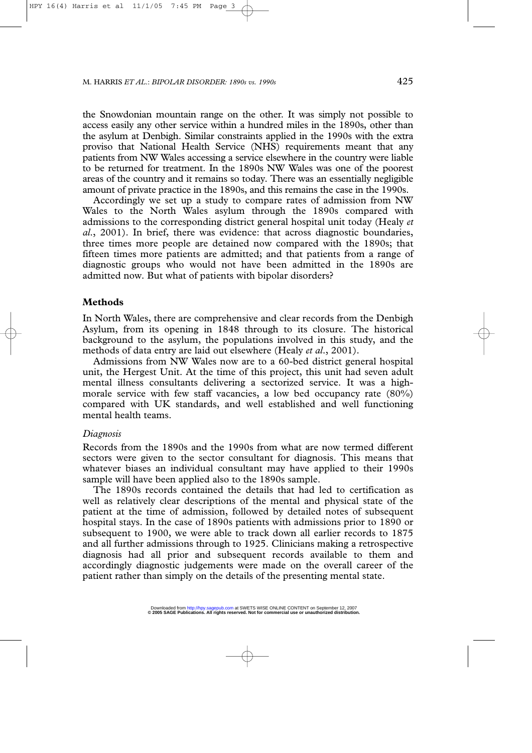the Snowdonian mountain range on the other. It was simply not possible to access easily any other service within a hundred miles in the 1890s, other than the asylum at Denbigh. Similar constraints applied in the 1990s with the extra proviso that National Health Service (NHS) requirements meant that any patients from NW Wales accessing a service elsewhere in the country were liable to be returned for treatment. In the 1890s NW Wales was one of the poorest areas of the country and it remains so today. There was an essentially negligible amount of private practice in the 1890s, and this remains the case in the 1990s.

Accordingly we set up a study to compare rates of admission from NW Wales to the North Wales asylum through the 1890s compared with admissions to the corresponding district general hospital unit today (Healy *et al.*, 2001). In brief, there was evidence: that across diagnostic boundaries, three times more people are detained now compared with the 1890s; that fifteen times more patients are admitted; and that patients from a range of diagnostic groups who would not have been admitted in the 1890s are admitted now. But what of patients with bipolar disorders?

## Methods

In North Wales, there are comprehensive and clear records from the Denbigh Asylum, from its opening in 1848 through to its closure. The historical background to the asylum, the populations involved in this study, and the methods of data entry are laid out elsewhere (Healy *et al.*, 2001).

Admissions from NW Wales now are to a 60-bed district general hospital unit, the Hergest Unit. At the time of this project, this unit had seven adult mental illness consultants delivering a sectorized service. It was a high-morale service with few staff vacancies, a low bed occupancy rate (80%) compared with UK standards, and well established and well functioning mental health teams.

### *Diagnosis*

Records from the 1890s and the 1990s from what are now termed different sectors were given to the sector consultant for diagnosis. This means that whatever biases an individual consultant may have applied to their 1990s sample will have been applied also to the 1890s sample.

The 1890s records contained the details that had led to certification as well as relatively clear descriptions of the mental and physical state of the patient at the time of admission, followed by detailed notes of subsequent hospital stays. In the case of 1890s patients with admissions prior to 1890 or subsequent to 1900, we were able to track down all earlier records to 1875 and all further admissions through to 1925. Clinicians making a retrospective diagnosis had all prior and subsequent records available to them and accordingly diagnostic judgements were made on the overall career of the patient rather than simply on the details of the presenting mental state.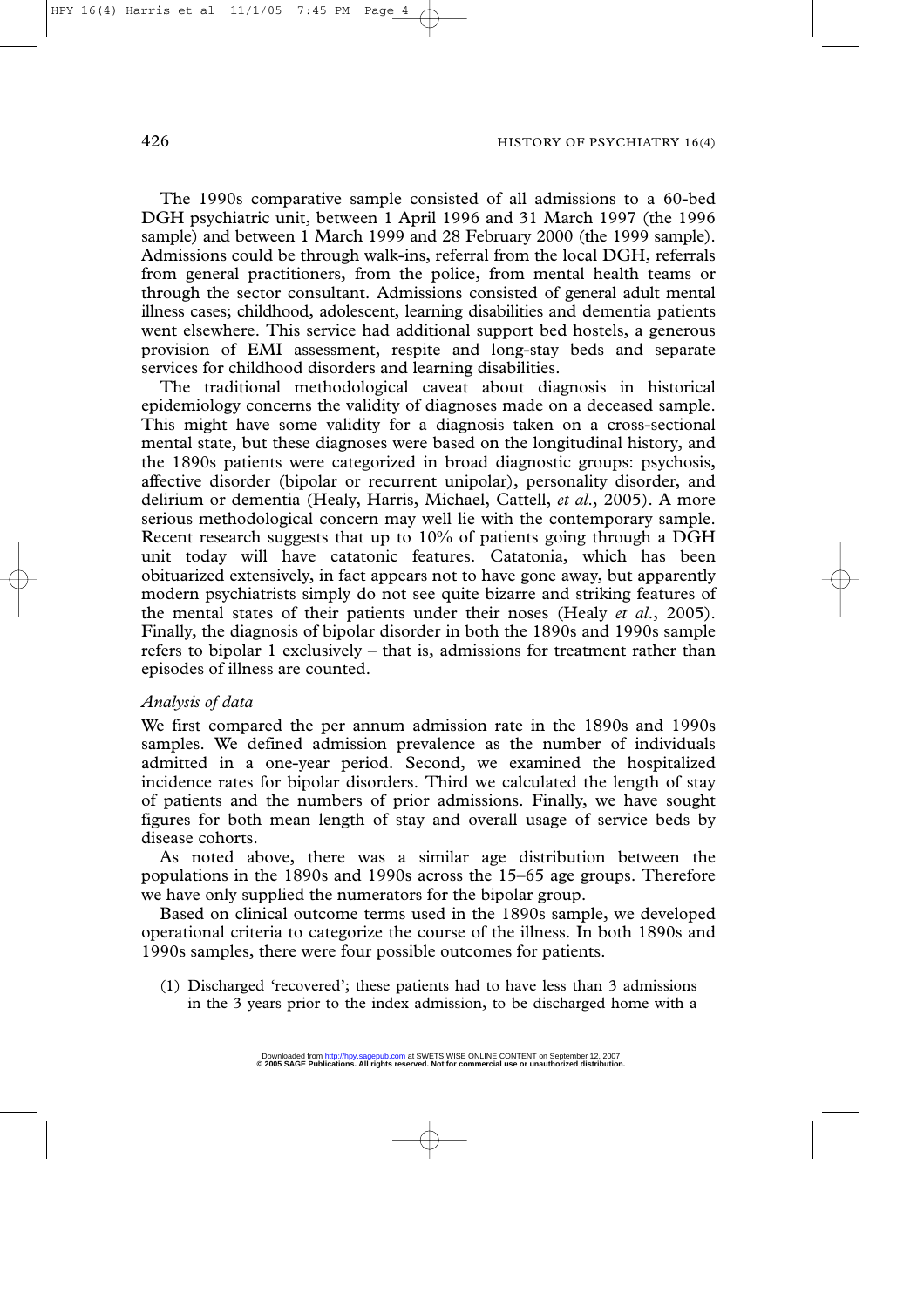The 1990s comparative sample consisted of all admissions to a 60-bed DGH psychiatric unit, between 1 April 1996 and 31 March 1997 (the 1996 sample) and between 1 March 1999 and 28 February 2000 (the 1999 sample). Admissions could be through walk-ins, referral from the local DGH, referrals from general practitioners, from the police, from mental health teams or through the sector consultant. Admissions consisted of general adult mental illness cases; childhood, adolescent, learning disabilities and dementia patients went elsewhere. This service had additional support bed hostels, a generous provision of EMI assessment, respite and long-stay beds and separate services for childhood disorders and learning disabilities.

The traditional methodological caveat about diagnosis in historical epidemiology concerns the validity of diagnoses made on a deceased sample. This might have some validity for a diagnosis taken on a cross-sectional mental state, but these diagnoses were based on the longitudinal history, and the 1890s patients were categorized in broad diagnostic groups: psychosis, affective disorder (bipolar or recurrent unipolar), personality disorder, and delirium or dementia (Healy, Harris, Michael, Cattell, *et al.*, 2005). A more serious methodological concern may well lie with the contemporary sample. Recent research suggests that up to 10% of patients going through a DGH unit today will have catatonic features. Catatonia, which has been obituarized extensively, in fact appears not to have gone away, but apparently modern psychiatrists simply do not see quite bizarre and striking features of the mental states of their patients under their noses (Healy *et al.*, 2005). Finally, the diagnosis of bipolar disorder in both the 1890s and 1990s sample refers to bipolar 1 exclusively – that is, admissions for treatment rather than episodes of illness are counted.

### *Analysis of data*

We first compared the per annum admission rate in the 1890s and 1990s samples. We defined admission prevalence as the number of individuals admitted in a one-year period. Second, we examined the hospitalized incidence rates for bipolar disorders. Third we calculated the length of stay of patients and the numbers of prior admissions. Finally, we have sought figures for both mean length of stay and overall usage of service beds by disease cohorts.

As noted above, there was a similar age distribution between the populations in the 1890s and 1990s across the 15–65 age groups. Therefore we have only supplied the numerators for the bipolar group.

Based on clinical outcome terms used in the 1890s sample, we developed operational criteria to categorize the course of the illness. In both 1890s and 1990s samples, there were four possible outcomes for patients.

(1) Discharged 'recovered'; these patients had to have less than 3 admissions in the 3 years prior to the index admission, to be discharged home with a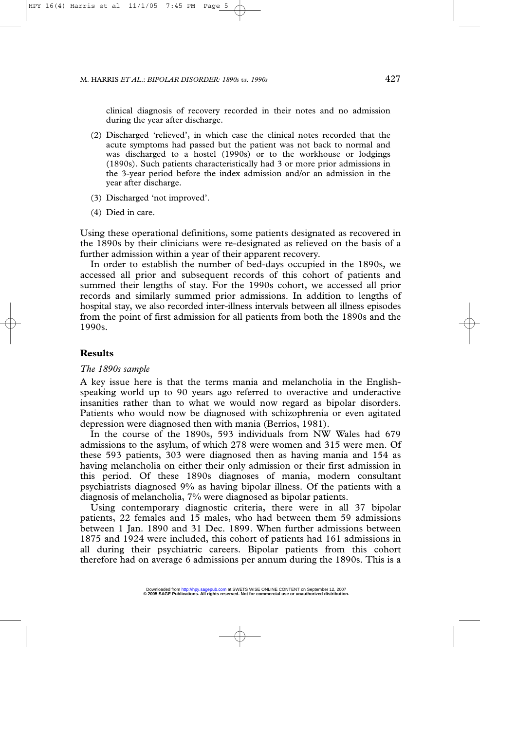clinical diagnosis of recovery recorded in their notes and no admission during the year after discharge.

(2) Discharged 'relieved', in which case the clinical notes recorded that the acute symptoms had passed but the patient was not back to normal and was discharged to a hostel (1990s) or to the workhouse or lodgings (1890s). Such patients characteristically had 3 or more prior admissions in the 3-year period before the index admission and/or an admission in the year after discharge.

(3) Discharged 'not improved'.

(4) Died in care.

Using these operational definitions, some patients designated as recovered in the 1890s by their clinicians were re-designated as relieved on the basis of a further admission within a year of their apparent recovery.

In order to establish the number of bed-days occupied in the 1890s, we accessed all prior and subsequent records of this cohort of patients and summed their lengths of stay. For the 1990s cohort, we accessed all prior records and similarly summed prior admissions. In addition to lengths of hospital stay, we also recorded inter-illness intervals between all illness episodes from the point of first admission for all patients from both the 1890s and the 1990s.

## Results

### *The 1890s sample*

A key issue here is that the terms mania and melancholia in the English-speaking world up to 90 years ago referred to overactive and underactive insanities rather than to what we would now regard as bipolar disorders. Patients who would now be diagnosed with schizophrenia or even agitated depression were diagnosed then with mania (Berrios, 1981).

In the course of the 1890s, 593 individuals from NW Wales had 679 admissions to the asylum, of which 278 were women and 315 were men. Of these 593 patients, 303 were diagnosed then as having mania and 154 as having melancholia on either their only admission or their first admission in this period. Of these 1890s diagnoses of mania, modern consultant psychiatrists diagnosed 9% as having bipolar illness. Of the patients with a diagnosis of melancholia, 7% were diagnosed as bipolar patients.

Using contemporary diagnostic criteria, there were in all 37 bipolar patients, 22 females and 15 males, who had between them 59 admissions between 1 Jan. 1890 and 31 Dec. 1899. When further admissions between 1875 and 1924 were included, this cohort of patients had 161 admissions in all during their psychiatric careers. Bipolar patients from this cohort therefore had on average 6 admissions per annum during the 1890s. This is a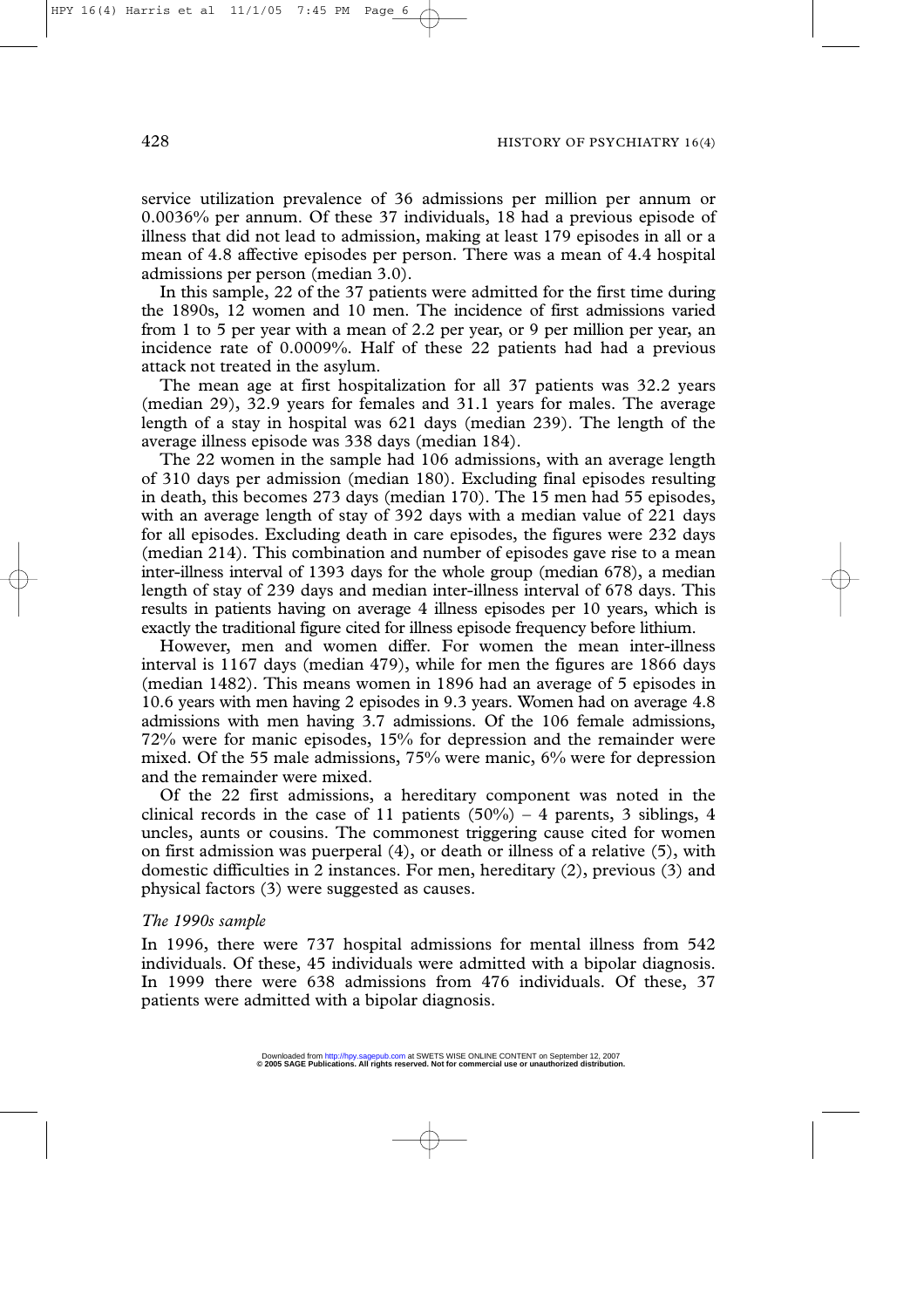service utilization prevalence of 36 admissions per million per annum or 0.0036% per annum. Of these 37 individuals, 18 had a previous episode of illness that did not lead to admission, making at least 179 episodes in all or a mean of 4.8 affective episodes per person. There was a mean of 4.4 hospital admissions per person (median 3.0).

In this sample, 22 of the 37 patients were admitted for the first time during the 1890s, 12 women and 10 men. The incidence of first admissions varied from 1 to 5 per year with a mean of 2.2 per year, or 9 per million per year, an incidence rate of 0.0009%. Half of these 22 patients had had a previous attack not treated in the asylum.

The mean age at first hospitalization for all 37 patients was 32.2 years (median 29), 32.9 years for females and 31.1 years for males. The average length of a stay in hospital was 621 days (median 239). The length of the average illness episode was 338 days (median 184).

The 22 women in the sample had 106 admissions, with an average length of 310 days per admission (median 180). Excluding final episodes resulting in death, this becomes 273 days (median 170). The 15 men had 55 episodes, with an average length of stay of 392 days with a median value of 221 days for all episodes. Excluding death in care episodes, the figures were 232 days (median 214). This combination and number of episodes gave rise to a mean inter-illness interval of 1393 days for the whole group (median 678), a median length of stay of 239 days and median inter-illness interval of 678 days. This results in patients having on average 4 illness episodes per 10 years, which is exactly the traditional figure cited for illness episode frequency before lithium.

However, men and women differ. For women the mean inter-illness interval is 1167 days (median 479), while for men the figures are 1866 days (median 1482). This means women in 1896 had an average of 5 episodes in 10.6 years with men having 2 episodes in 9.3 years. Women had on average 4.8 admissions with men having 3.7 admissions. Of the 106 female admissions, 72% were for manic episodes, 15% for depression and the remainder were mixed. Of the 55 male admissions, 75% were manic, 6% were for depression and the remainder were mixed.

Of the 22 first admissions, a hereditary component was noted in the clinical records in the case of 11 patients (50%) – 4 parents, 3 siblings, 4 uncles, aunts or cousins. The commonest triggering cause cited for women on first admission was puerperal (4), or death or illness of a relative (5), with domestic difficulties in 2 instances. For men, hereditary (2), previous (3) and physical factors (3) were suggested as causes.

*The 1990s sample*

In 1996, there were 737 hospital admissions for mental illness from 542 individuals. Of these, 45 individuals were admitted with a bipolar diagnosis. In 1999 there were 638 admissions from 476 individuals. Of these, 37 patients were admitted with a bipolar diagnosis.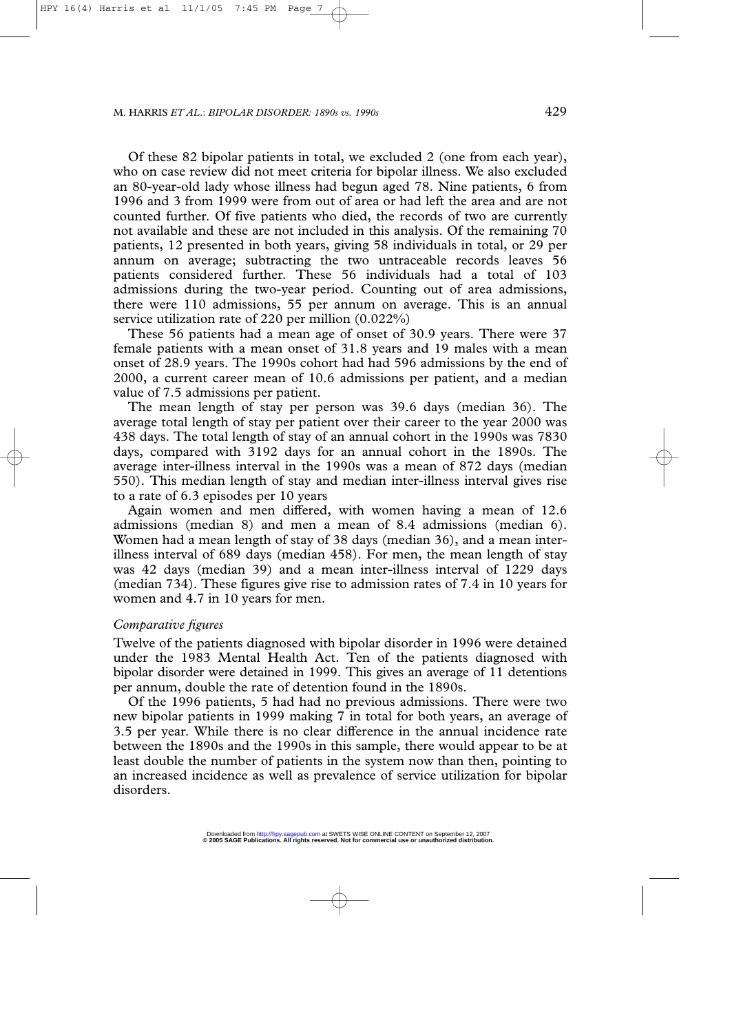Of these 82 bipolar patients in total, we excluded 2 (one from each year), who on case review did not meet criteria for bipolar illness. We also excluded an 80-year-old lady whose illness had begun aged 78. Nine patients, 6 from 1996 and 3 from 1999 were from out of area or had left the area and are not counted further. Of five patients who died, the records of two are currently not available and these are not included in this analysis. Of the remaining 70 patients, 12 presented in both years, giving 58 individuals in total, or 29 per annum on average; subtracting the two untraceable records leaves 56 patients considered further. These 56 individuals had a total of 103 admissions during the two-year period. Counting out of area admissions, there were 110 admissions, 55 per annum on average. This is an annual service utilization rate of 220 per million (0.022%)

These 56 patients had a mean age of onset of 30.9 years. There were 37 female patients with a mean onset of 31.8 years and 19 males with a mean onset of 28.9 years. The 1990s cohort had had 596 admissions by the end of 2000, a current career mean of 10.6 admissions per patient, and a median value of 7.5 admissions per patient.

The mean length of stay per person was 39.6 days (median 36). The average total length of stay per patient over their career to the year 2000 was 438 days. The total length of stay of an annual cohort in the 1990s was 7830 days, compared with 3192 days for an annual cohort in the 1890s. The average inter-illness interval in the 1990s was a mean of 872 days (median 550). This median length of stay and median inter-illness interval gives rise to a rate of 6.3 episodes per 10 years

Again women and men differed, with women having a mean of 12.6 admissions (median 8) and men a mean of 8.4 admissions (median 6). Women had a mean length of stay of 38 days (median 36), and a mean inter-illness interval of 689 days (median 458). For men, the mean length of stay was 42 days (median 39) and a mean inter-illness interval of 1229 days (median 734). These figures give rise to admission rates of 7.4 in 10 years for women and 4.7 in 10 years for men.

*Comparative figures*

Twelve of the patients diagnosed with bipolar disorder in 1996 were detained under the 1983 Mental Health Act. Ten of the patients diagnosed with bipolar disorder were detained in 1999. This gives an average of 11 detentions per annum, double the rate of detention found in the 1890s.

Of the 1996 patients, 5 had had no previous admissions. There were two new bipolar patients in 1999 making 7 in total for both years, an average of 3.5 per year. While there is no clear difference in the annual incidence rate between the 1890s and the 1990s in this sample, there would appear to be at least double the number of patients in the system now than then, pointing to an increased incidence as well as prevalence of service utilization for bipolar disorders.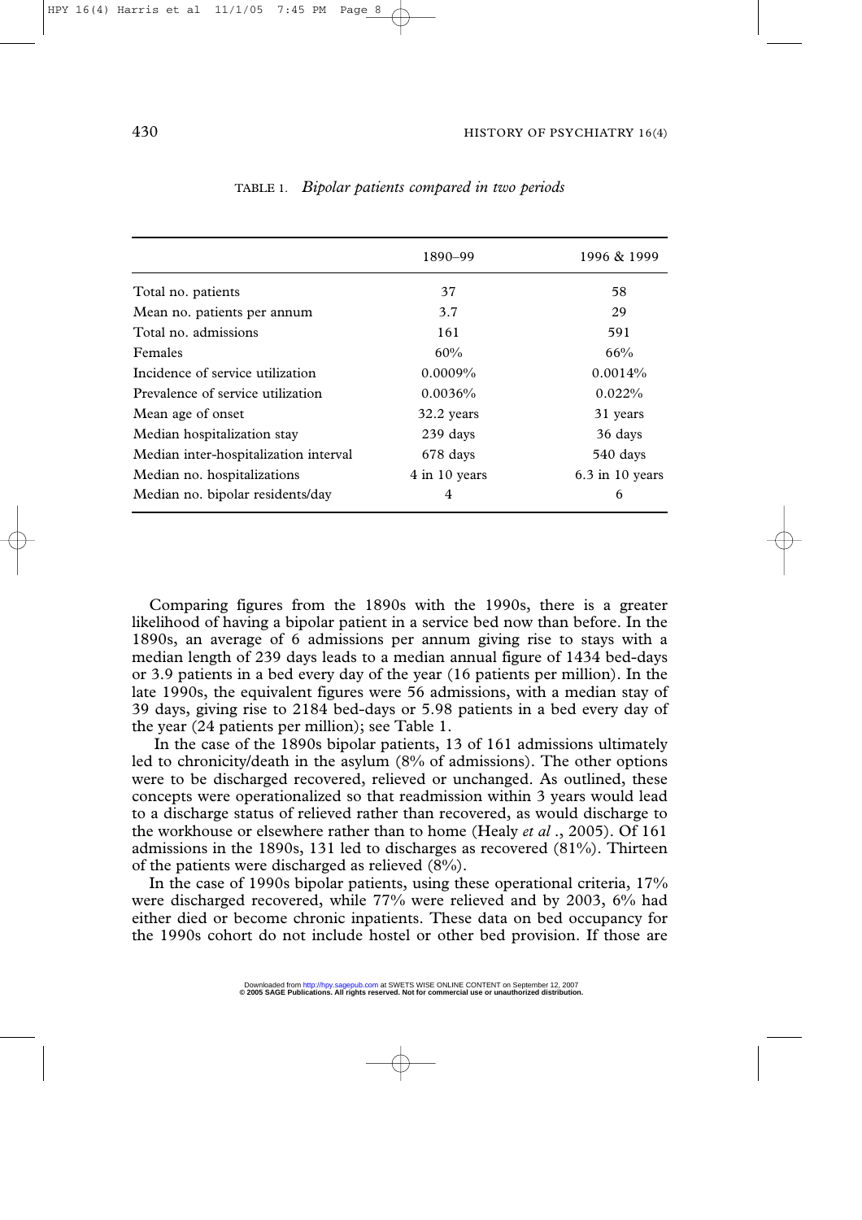TABLE 1. *Bipolar patients compared in two periods*

| | 1890–99 | 1996 & 1999 |
|---|---|---|
| Total no. patients | 37 | 58 |
| Mean no. patients per annum | 3.7 | 29 |
| Total no. admissions | 161 | 591 |
| Females | 60% | 66% |
| Incidence of service utilization | 0.0009% | 0.0014% |
| Prevalence of service utilization | 0.0036% | 0.022% |
| Mean age of onset | 32.2 years | 31 years |
| Median hospitalization stay | 239 days | 36 days |
| Median inter-hospitalization interval | 678 days | 540 days |
| Median no. hospitalizations | 4 in 10 years | 6.3 in 10 years |
| Median no. bipolar residents/day | 4 | 6 |

Comparing figures from the 1890s with the 1990s, there is a greater likelihood of having a bipolar patient in a service bed now than before. In the 1890s, an average of 6 admissions per annum giving rise to stays with a median length of 239 days leads to a median annual figure of 1434 bed-days or 3.9 patients in a bed every day of the year (16 patients per million). In the late 1990s, the equivalent figures were 56 admissions, with a median stay of 39 days, giving rise to 2184 bed-days or 5.98 patients in a bed every day of the year (24 patients per million); see Table 1.

In the case of the 1890s bipolar patients, 13 of 161 admissions ultimately led to chronicity/death in the asylum (8% of admissions). The other options were to be discharged recovered, relieved or unchanged. As outlined, these concepts were operationalized so that readmission within 3 years would lead to a discharge status of relieved rather than recovered, as would discharge to the workhouse or elsewhere rather than to home (Healy *et al* ., 2005). Of 161 admissions in the 1890s, 131 led to discharges as recovered (81%). Thirteen of the patients were discharged as relieved (8%).

In the case of 1990s bipolar patients, using these operational criteria, 17% were discharged recovered, while 77% were relieved and by 2003, 6% had either died or become chronic inpatients. These data on bed occupancy for the 1990s cohort do not include hostel or other bed provision. If those are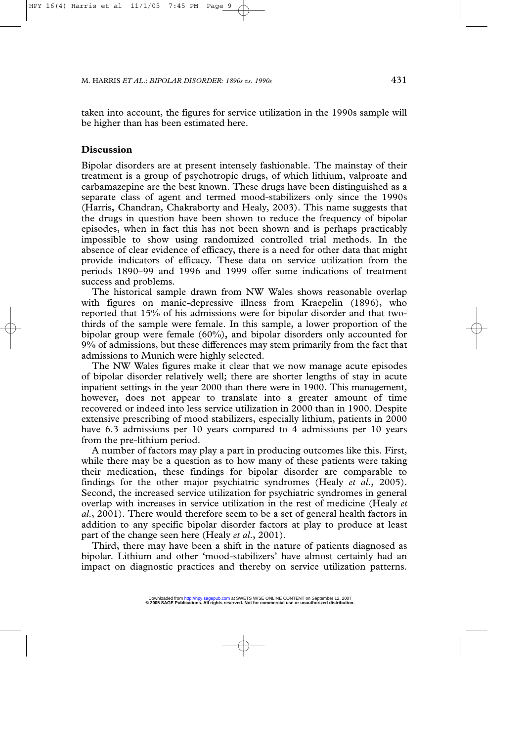taken into account, the figures for service utilization in the 1990s sample will be higher than has been estimated here.

## Discussion

Bipolar disorders are at present intensely fashionable. The mainstay of their treatment is a group of psychotropic drugs, of which lithium, valproate and carbamazepine are the best known. These drugs have been distinguished as a separate class of agent and termed mood-stabilizers only since the 1990s (Harris, Chandran, Chakraborty and Healy, 2003). This name suggests that the drugs in question have been shown to reduce the frequency of bipolar episodes, when in fact this has not been shown and is perhaps practicably impossible to show using randomized controlled trial methods. In the absence of clear evidence of efficacy, there is a need for other data that might provide indicators of efficacy. These data on service utilization from the periods 1890–99 and 1996 and 1999 offer some indications of treatment success and problems.

The historical sample drawn from NW Wales shows reasonable overlap with figures on manic-depressive illness from Kraepelin (1896), who reported that 15% of his admissions were for bipolar disorder and that two-thirds of the sample were female. In this sample, a lower proportion of the bipolar group were female (60%), and bipolar disorders only accounted for 9% of admissions, but these differences may stem primarily from the fact that admissions to Munich were highly selected.

The NW Wales figures make it clear that we now manage acute episodes of bipolar disorder relatively well; there are shorter lengths of stay in acute inpatient settings in the year 2000 than there were in 1900. This management, however, does not appear to translate into a greater amount of time recovered or indeed into less service utilization in 2000 than in 1900. Despite extensive prescribing of mood stabilizers, especially lithium, patients in 2000 have 6.3 admissions per 10 years compared to 4 admissions per 10 years from the pre-lithium period.

A number of factors may play a part in producing outcomes like this. First, while there may be a question as to how many of these patients were taking their medication, these findings for bipolar disorder are comparable to findings for the other major psychiatric syndromes (Healy *et al.*, 2005). Second, the increased service utilization for psychiatric syndromes in general overlap with increases in service utilization in the rest of medicine (Healy *et al.*, 2001). There would therefore seem to be a set of general health factors in addition to any specific bipolar disorder factors at play to produce at least part of the change seen here (Healy *et al.*, 2001).

Third, there may have been a shift in the nature of patients diagnosed as bipolar. Lithium and other 'mood-stabilizers' have almost certainly had an impact on diagnostic practices and thereby on service utilization patterns.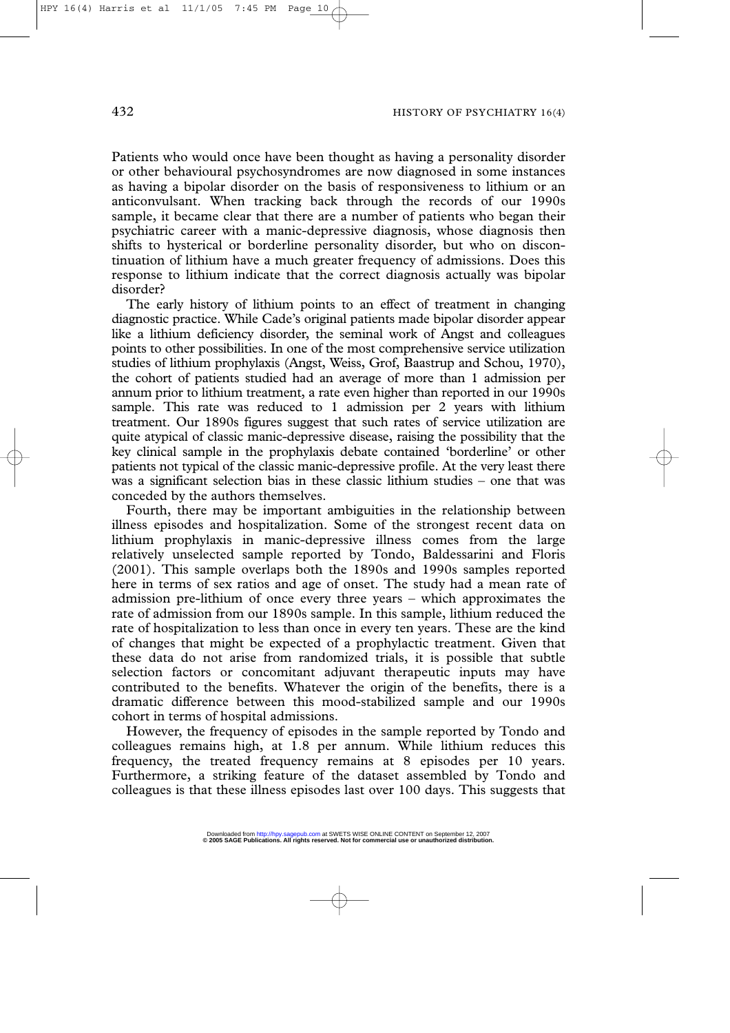Patients who would once have been thought as having a personality disorder or other behavioural psychosyndromes are now diagnosed in some instances as having a bipolar disorder on the basis of responsiveness to lithium or an anticonvulsant. When tracking back through the records of our 1990s sample, it became clear that there are a number of patients who began their psychiatric career with a manic-depressive diagnosis, whose diagnosis then shifts to hysterical or borderline personality disorder, but who on discontinuation of lithium have a much greater frequency of admissions. Does this response to lithium indicate that the correct diagnosis actually was bipolar disorder?

The early history of lithium points to an effect of treatment in changing diagnostic practice. While Cade's original patients made bipolar disorder appear like a lithium deficiency disorder, the seminal work of Angst and colleagues points to other possibilities. In one of the most comprehensive service utilization studies of lithium prophylaxis (Angst, Weiss, Grof, Baastrup and Schou, 1970), the cohort of patients studied had an average of more than 1 admission per annum prior to lithium treatment, a rate even higher than reported in our 1990s sample. This rate was reduced to 1 admission per 2 years with lithium treatment. Our 1890s figures suggest that such rates of service utilization are quite atypical of classic manic-depressive disease, raising the possibility that the key clinical sample in the prophylaxis debate contained 'borderline' or other patients not typical of the classic manic-depressive profile. At the very least there was a significant selection bias in these classic lithium studies – one that was conceded by the authors themselves.

Fourth, there may be important ambiguities in the relationship between illness episodes and hospitalization. Some of the strongest recent data on lithium prophylaxis in manic-depressive illness comes from the large relatively unselected sample reported by Tondo, Baldessarini and Floris (2001). This sample overlaps both the 1890s and 1990s samples reported here in terms of sex ratios and age of onset. The study had a mean rate of admission pre-lithium of once every three years – which approximates the rate of admission from our 1890s sample. In this sample, lithium reduced the rate of hospitalization to less than once in every ten years. These are the kind of changes that might be expected of a prophylactic treatment. Given that these data do not arise from randomized trials, it is possible that subtle selection factors or concomitant adjuvant therapeutic inputs may have contributed to the benefits. Whatever the origin of the benefits, there is a dramatic difference between this mood-stabilized sample and our 1990s cohort in terms of hospital admissions.

However, the frequency of episodes in the sample reported by Tondo and colleagues remains high, at 1.8 per annum. While lithium reduces this frequency, the treated frequency remains at 8 episodes per 10 years. Furthermore, a striking feature of the dataset assembled by Tondo and colleagues is that these illness episodes last over 100 days. This suggests that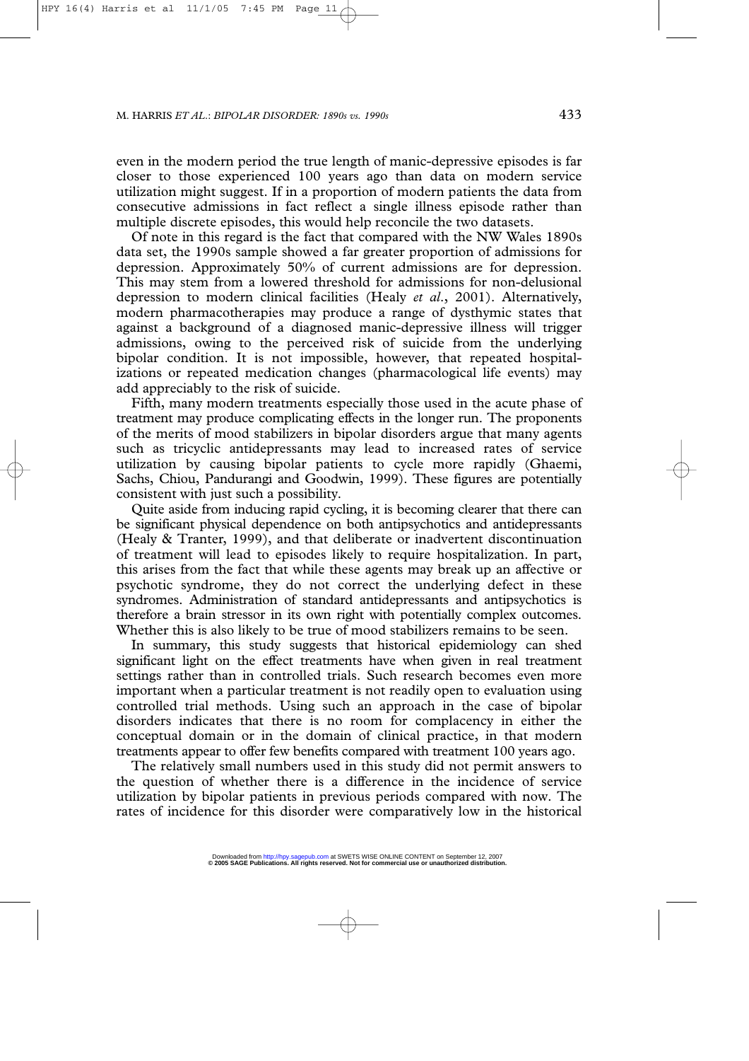even in the modern period the true length of manic-depressive episodes is far closer to those experienced 100 years ago than data on modern service utilization might suggest. If in a proportion of modern patients the data from consecutive admissions in fact reflect a single illness episode rather than multiple discrete episodes, this would help reconcile the two datasets.

Of note in this regard is the fact that compared with the NW Wales 1890s data set, the 1990s sample showed a far greater proportion of admissions for depression. Approximately 50% of current admissions are for depression. This may stem from a lowered threshold for admissions for non-delusional depression to modern clinical facilities (Healy *et al.*, 2001). Alternatively, modern pharmacotherapies may produce a range of dysthymic states that against a background of a diagnosed manic-depressive illness will trigger admissions, owing to the perceived risk of suicide from the underlying bipolar condition. It is not impossible, however, that repeated hospitalizations or repeated medication changes (pharmacological life events) may add appreciably to the risk of suicide.

Fifth, many modern treatments especially those used in the acute phase of treatment may produce complicating effects in the longer run. The proponents of the merits of mood stabilizers in bipolar disorders argue that many agents such as tricyclic antidepressants may lead to increased rates of service utilization by causing bipolar patients to cycle more rapidly (Ghaemi, Sachs, Chiou, Pandurangi and Goodwin, 1999). These figures are potentially consistent with just such a possibility.

Quite aside from inducing rapid cycling, it is becoming clearer that there can be significant physical dependence on both antipsychotics and antidepressants (Healy & Tranter, 1999), and that deliberate or inadvertent discontinuation of treatment will lead to episodes likely to require hospitalization. In part, this arises from the fact that while these agents may break up an affective or psychotic syndrome, they do not correct the underlying defect in these syndromes. Administration of standard antidepressants and antipsychotics is therefore a brain stressor in its own right with potentially complex outcomes. Whether this is also likely to be true of mood stabilizers remains to be seen.

In summary, this study suggests that historical epidemiology can shed significant light on the effect treatments have when given in real treatment settings rather than in controlled trials. Such research becomes even more important when a particular treatment is not readily open to evaluation using controlled trial methods. Using such an approach in the case of bipolar disorders indicates that there is no room for complacency in either the conceptual domain or in the domain of clinical practice, in that modern treatments appear to offer few benefits compared with treatment 100 years ago.

The relatively small numbers used in this study did not permit answers to the question of whether there is a difference in the incidence of service utilization by bipolar patients in previous periods compared with now. The rates of incidence for this disorder were comparatively low in the historical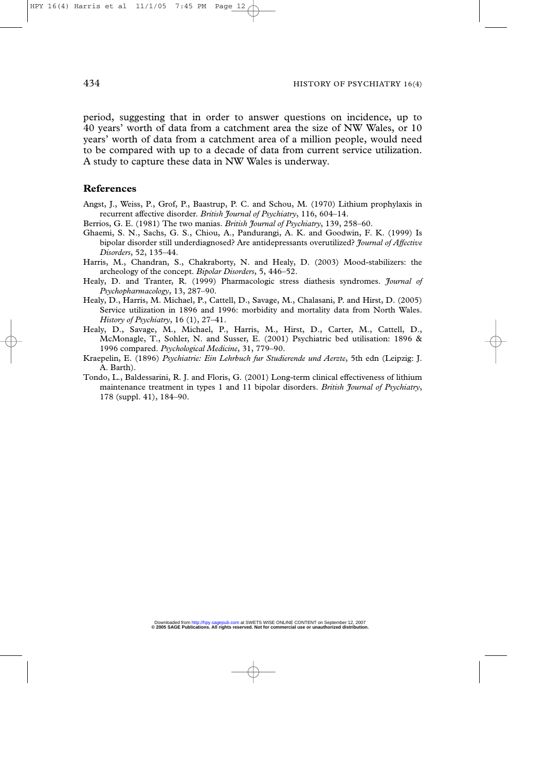period, suggesting that in order to answer questions on incidence, up to 40 years' worth of data from a catchment area the size of NW Wales, or 10 years' worth of data from a catchment area of a million people, would need to be compared with up to a decade of data from current service utilization. A study to capture these data in NW Wales is underway.

## References

Angst, J., Weiss, P., Grof, P., Baastrup, P. C. and Schou, M. (1970) Lithium prophylaxis in recurrent affective disorder. *British Journal of Psychiatry*, 116, 604–14.

Berrios, G. E. (1981) The two manias. *British Journal of Psychiatry*, 139, 258–60.

Ghaemi, S. N., Sachs, G. S., Chiou, A., Pandurangi, A. K. and Goodwin, F. K. (1999) Is bipolar disorder still underdiagnosed? Are antidepressants overutilized? *Journal of Affective Disorders*, 52, 135–44.

Harris, M., Chandran, S., Chakraborty, N. and Healy, D. (2003) Mood-stabilizers: the archeology of the concept. *Bipolar Disorders*, 5, 446–52.

Healy, D. and Tranter, R. (1999) Pharmacologic stress diathesis syndromes. *Journal of Psychopharmacology*, 13, 287–90.

Healy, D., Harris, M. Michael, P., Cattell, D., Savage, M., Chalasani, P. and Hirst, D. (2005) Service utilization in 1896 and 1996: morbidity and mortality data from North Wales. *History of Psychiatry*, 16 (1), 27–41.

Healy, D., Savage, M., Michael, P., Harris, M., Hirst, D., Carter, M., Cattell, D., McMonagle, T., Sohler, N. and Susser, E. (2001) Psychiatric bed utilisation: 1896 & 1996 compared. *Psychological Medicine*, 31, 779–90.

Kraepelin, E. (1896) *Psychiatrie: Ein Lehrbuch fur Studierende und Aerzte*, 5th edn (Leipzig: J. A. Barth).

Tondo, L., Baldessarini, R. J. and Floris, G. (2001) Long-term clinical effectiveness of lithium maintenance treatment in types 1 and 11 bipolar disorders. *British Journal of Psychiatry*, 178 (suppl. 41), 184–90.